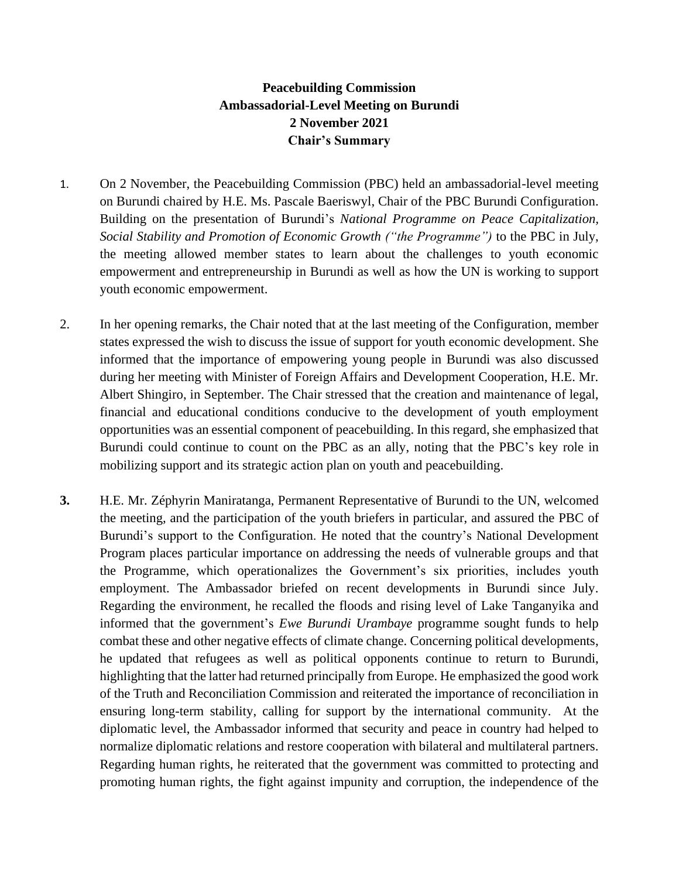**Peacebuilding Commission**
**Ambassadorial-Level Meeting on Burundi**
**2 November 2021**
**Chair's Summary**

1. On 2 November, the Peacebuilding Commission (PBC) held an ambassadorial-level meeting on Burundi chaired by H.E. Ms. Pascale Baeriswyl, Chair of the PBC Burundi Configuration. Building on the presentation of Burundi's *National Programme on Peace Capitalization, Social Stability and Promotion of Economic Growth ("the Programme")* to the PBC in July, the meeting allowed member states to learn about the challenges to youth economic empowerment and entrepreneurship in Burundi as well as how the UN is working to support youth economic empowerment.

2. In her opening remarks, the Chair noted that at the last meeting of the Configuration, member states expressed the wish to discuss the issue of support for youth economic development. She informed that the importance of empowering young people in Burundi was also discussed during her meeting with Minister of Foreign Affairs and Development Cooperation, H.E. Mr. Albert Shingiro, in September. The Chair stressed that the creation and maintenance of legal, financial and educational conditions conducive to the development of youth employment opportunities was an essential component of peacebuilding. In this regard, she emphasized that Burundi could continue to count on the PBC as an ally, noting that the PBC's key role in mobilizing support and its strategic action plan on youth and peacebuilding.

**3.** H.E. Mr. Zéphyrin Maniratanga, Permanent Representative of Burundi to the UN, welcomed the meeting, and the participation of the youth briefers in particular, and assured the PBC of Burundi's support to the Configuration. He noted that the country's National Development Program places particular importance on addressing the needs of vulnerable groups and that the Programme, which operationalizes the Government's six priorities, includes youth employment. The Ambassador briefed on recent developments in Burundi since July. Regarding the environment, he recalled the floods and rising level of Lake Tanganyika and informed that the government's *Ewe Burundi Urambaye* programme sought funds to help combat these and other negative effects of climate change. Concerning political developments, he updated that refugees as well as political opponents continue to return to Burundi, highlighting that the latter had returned principally from Europe. He emphasized the good work of the Truth and Reconciliation Commission and reiterated the importance of reconciliation in ensuring long-term stability, calling for support by the international community. At the diplomatic level, the Ambassador informed that security and peace in country had helped to normalize diplomatic relations and restore cooperation with bilateral and multilateral partners. Regarding human rights, he reiterated that the government was committed to protecting and promoting human rights, the fight against impunity and corruption, the independence of the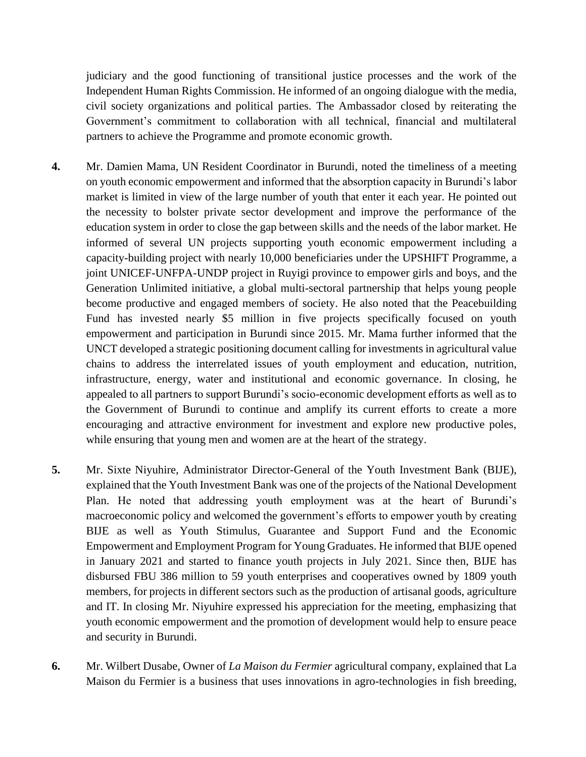judiciary and the good functioning of transitional justice processes and the work of the Independent Human Rights Commission. He informed of an ongoing dialogue with the media, civil society organizations and political parties. The Ambassador closed by reiterating the Government's commitment to collaboration with all technical, financial and multilateral partners to achieve the Programme and promote economic growth.

**4.** Mr. Damien Mama, UN Resident Coordinator in Burundi, noted the timeliness of a meeting on youth economic empowerment and informed that the absorption capacity in Burundi's labor market is limited in view of the large number of youth that enter it each year. He pointed out the necessity to bolster private sector development and improve the performance of the education system in order to close the gap between skills and the needs of the labor market. He informed of several UN projects supporting youth economic empowerment including a capacity-building project with nearly 10,000 beneficiaries under the UPSHIFT Programme, a joint UNICEF-UNFPA-UNDP project in Ruyigi province to empower girls and boys, and the Generation Unlimited initiative, a global multi-sectoral partnership that helps young people become productive and engaged members of society. He also noted that the Peacebuilding Fund has invested nearly $5 million in five projects specifically focused on youth empowerment and participation in Burundi since 2015. Mr. Mama further informed that the UNCT developed a strategic positioning document calling for investments in agricultural value chains to address the interrelated issues of youth employment and education, nutrition, infrastructure, energy, water and institutional and economic governance. In closing, he appealed to all partners to support Burundi's socio-economic development efforts as well as to the Government of Burundi to continue and amplify its current efforts to create a more encouraging and attractive environment for investment and explore new productive poles, while ensuring that young men and women are at the heart of the strategy.

**5.** Mr. Sixte Niyuhire, Administrator Director-General of the Youth Investment Bank (BIJE), explained that the Youth Investment Bank was one of the projects of the National Development Plan. He noted that addressing youth employment was at the heart of Burundi's macroeconomic policy and welcomed the government's efforts to empower youth by creating BIJE as well as Youth Stimulus, Guarantee and Support Fund and the Economic Empowerment and Employment Program for Young Graduates. He informed that BIJE opened in January 2021 and started to finance youth projects in July 2021. Since then, BIJE has disbursed FBU 386 million to 59 youth enterprises and cooperatives owned by 1809 youth members, for projects in different sectors such as the production of artisanal goods, agriculture and IT. In closing Mr. Niyuhire expressed his appreciation for the meeting, emphasizing that youth economic empowerment and the promotion of development would help to ensure peace and security in Burundi.

**6.** Mr. Wilbert Dusabe, Owner of *La Maison du Fermier* agricultural company, explained that La Maison du Fermier is a business that uses innovations in agro-technologies in fish breeding,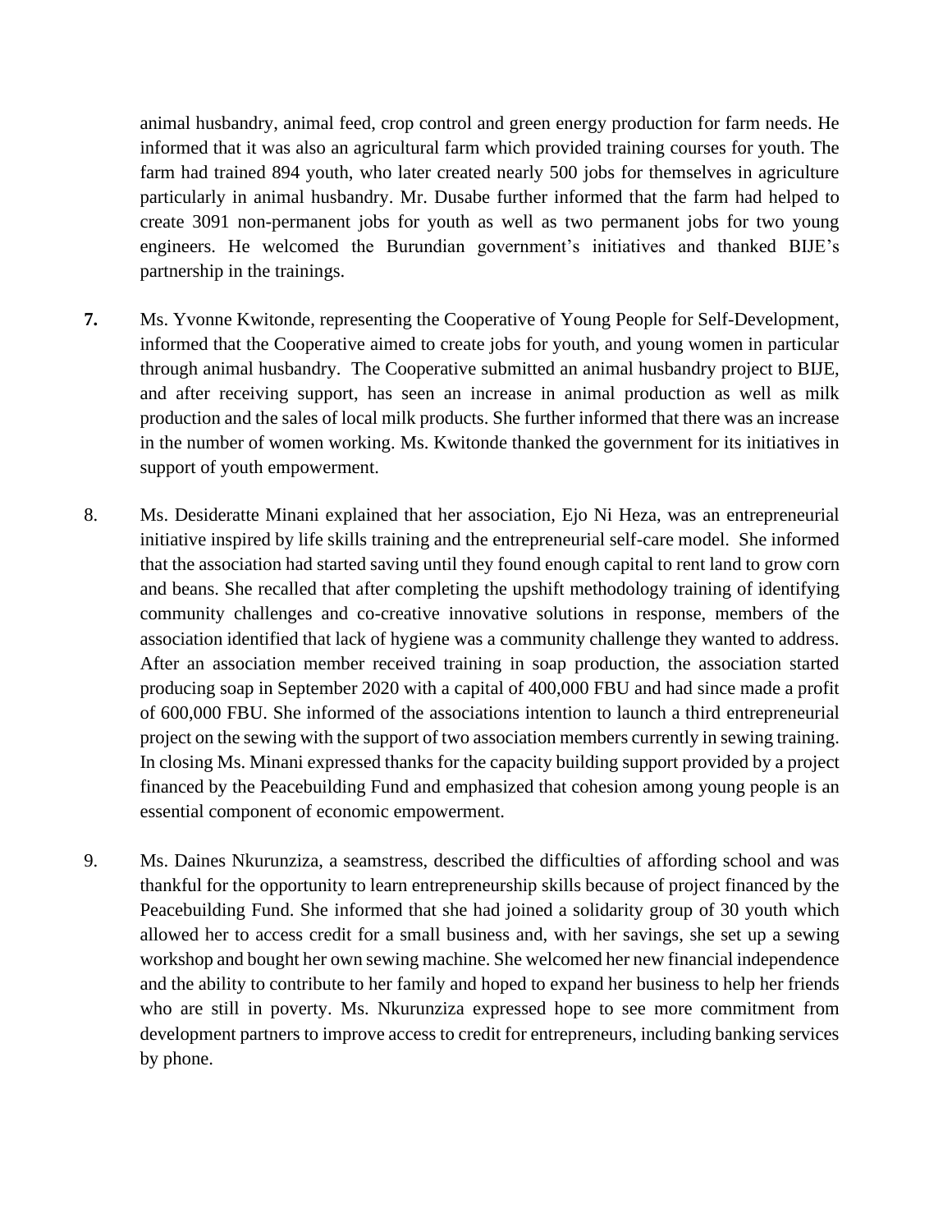animal husbandry, animal feed, crop control and green energy production for farm needs. He informed that it was also an agricultural farm which provided training courses for youth. The farm had trained 894 youth, who later created nearly 500 jobs for themselves in agriculture particularly in animal husbandry. Mr. Dusabe further informed that the farm had helped to create 3091 non-permanent jobs for youth as well as two permanent jobs for two young engineers. He welcomed the Burundian government's initiatives and thanked BIJE's partnership in the trainings.

**7.** Ms. Yvonne Kwitonde, representing the Cooperative of Young People for Self-Development, informed that the Cooperative aimed to create jobs for youth, and young women in particular through animal husbandry. The Cooperative submitted an animal husbandry project to BIJE, and after receiving support, has seen an increase in animal production as well as milk production and the sales of local milk products. She further informed that there was an increase in the number of women working. Ms. Kwitonde thanked the government for its initiatives in support of youth empowerment.

8. Ms. Desideratte Minani explained that her association, Ejo Ni Heza, was an entrepreneurial initiative inspired by life skills training and the entrepreneurial self-care model. She informed that the association had started saving until they found enough capital to rent land to grow corn and beans. She recalled that after completing the upshift methodology training of identifying community challenges and co-creative innovative solutions in response, members of the association identified that lack of hygiene was a community challenge they wanted to address. After an association member received training in soap production, the association started producing soap in September 2020 with a capital of 400,000 FBU and had since made a profit of 600,000 FBU. She informed of the associations intention to launch a third entrepreneurial project on the sewing with the support of two association members currently in sewing training. In closing Ms. Minani expressed thanks for the capacity building support provided by a project financed by the Peacebuilding Fund and emphasized that cohesion among young people is an essential component of economic empowerment.

9. Ms. Daines Nkurunziza, a seamstress, described the difficulties of affording school and was thankful for the opportunity to learn entrepreneurship skills because of project financed by the Peacebuilding Fund. She informed that she had joined a solidarity group of 30 youth which allowed her to access credit for a small business and, with her savings, she set up a sewing workshop and bought her own sewing machine. She welcomed her new financial independence and the ability to contribute to her family and hoped to expand her business to help her friends who are still in poverty. Ms. Nkurunziza expressed hope to see more commitment from development partners to improve access to credit for entrepreneurs, including banking services by phone.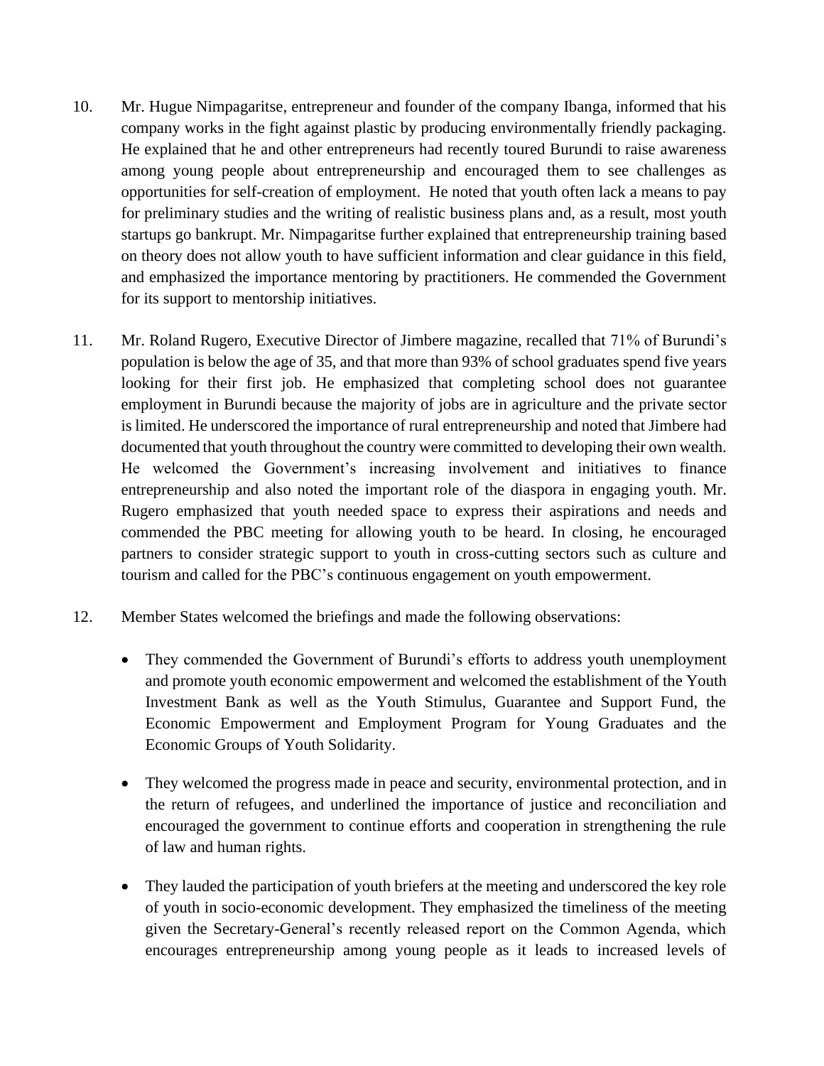10. Mr. Hugue Nimpagaritse, entrepreneur and founder of the company Ibanga, informed that his company works in the fight against plastic by producing environmentally friendly packaging. He explained that he and other entrepreneurs had recently toured Burundi to raise awareness among young people about entrepreneurship and encouraged them to see challenges as opportunities for self-creation of employment. He noted that youth often lack a means to pay for preliminary studies and the writing of realistic business plans and, as a result, most youth startups go bankrupt. Mr. Nimpagaritse further explained that entrepreneurship training based on theory does not allow youth to have sufficient information and clear guidance in this field, and emphasized the importance mentoring by practitioners. He commended the Government for its support to mentorship initiatives.

11. Mr. Roland Rugero, Executive Director of Jimbere magazine, recalled that 71% of Burundi's population is below the age of 35, and that more than 93% of school graduates spend five years looking for their first job. He emphasized that completing school does not guarantee employment in Burundi because the majority of jobs are in agriculture and the private sector is limited. He underscored the importance of rural entrepreneurship and noted that Jimbere had documented that youth throughout the country were committed to developing their own wealth. He welcomed the Government's increasing involvement and initiatives to finance entrepreneurship and also noted the important role of the diaspora in engaging youth. Mr. Rugero emphasized that youth needed space to express their aspirations and needs and commended the PBC meeting for allowing youth to be heard. In closing, he encouraged partners to consider strategic support to youth in cross-cutting sectors such as culture and tourism and called for the PBC's continuous engagement on youth empowerment.

12. Member States welcomed the briefings and made the following observations:

    - They commended the Government of Burundi's efforts to address youth unemployment and promote youth economic empowerment and welcomed the establishment of the Youth Investment Bank as well as the Youth Stimulus, Guarantee and Support Fund, the Economic Empowerment and Employment Program for Young Graduates and the Economic Groups of Youth Solidarity.

    - They welcomed the progress made in peace and security, environmental protection, and in the return of refugees, and underlined the importance of justice and reconciliation and encouraged the government to continue efforts and cooperation in strengthening the rule of law and human rights.

    - They lauded the participation of youth briefers at the meeting and underscored the key role of youth in socio-economic development. They emphasized the timeliness of the meeting given the Secretary-General's recently released report on the Common Agenda, which encourages entrepreneurship among young people as it leads to increased levels of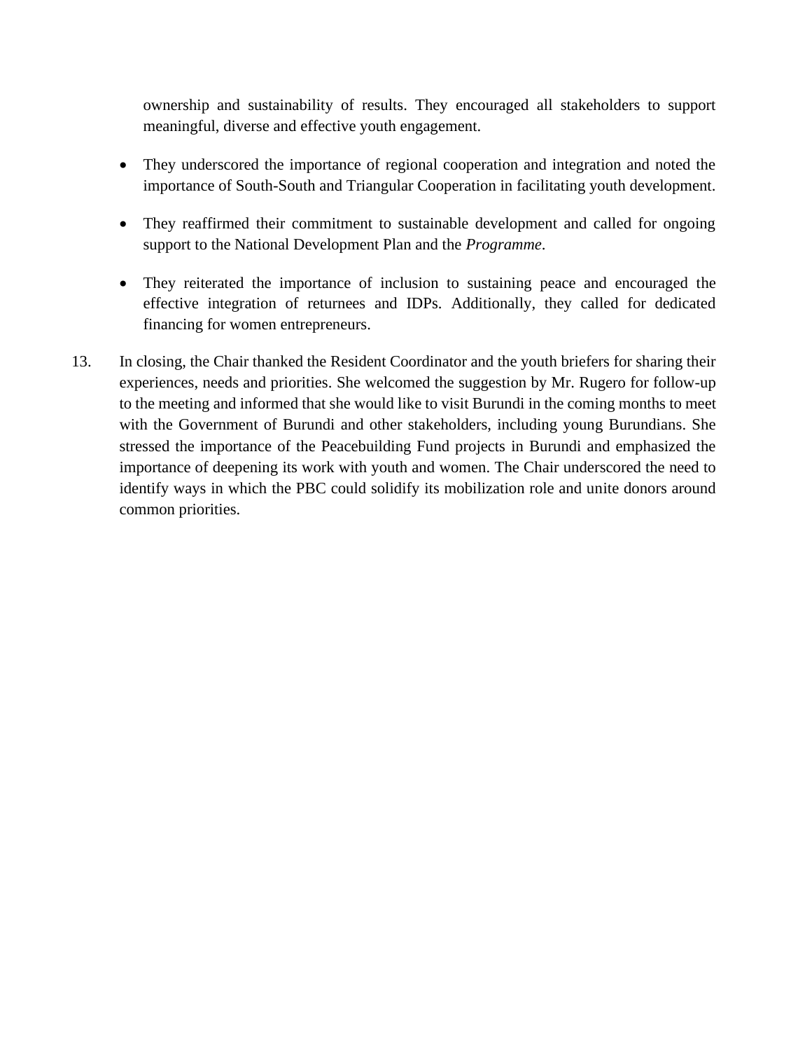ownership and sustainability of results. They encouraged all stakeholders to support meaningful, diverse and effective youth engagement.

- They underscored the importance of regional cooperation and integration and noted the importance of South-South and Triangular Cooperation in facilitating youth development.

- They reaffirmed their commitment to sustainable development and called for ongoing support to the National Development Plan and the *Programme*.

- They reiterated the importance of inclusion to sustaining peace and encouraged the effective integration of returnees and IDPs. Additionally, they called for dedicated financing for women entrepreneurs.

13. In closing, the Chair thanked the Resident Coordinator and the youth briefers for sharing their experiences, needs and priorities. She welcomed the suggestion by Mr. Rugero for follow-up to the meeting and informed that she would like to visit Burundi in the coming months to meet with the Government of Burundi and other stakeholders, including young Burundians. She stressed the importance of the Peacebuilding Fund projects in Burundi and emphasized the importance of deepening its work with youth and women. The Chair underscored the need to identify ways in which the PBC could solidify its mobilization role and unite donors around common priorities.